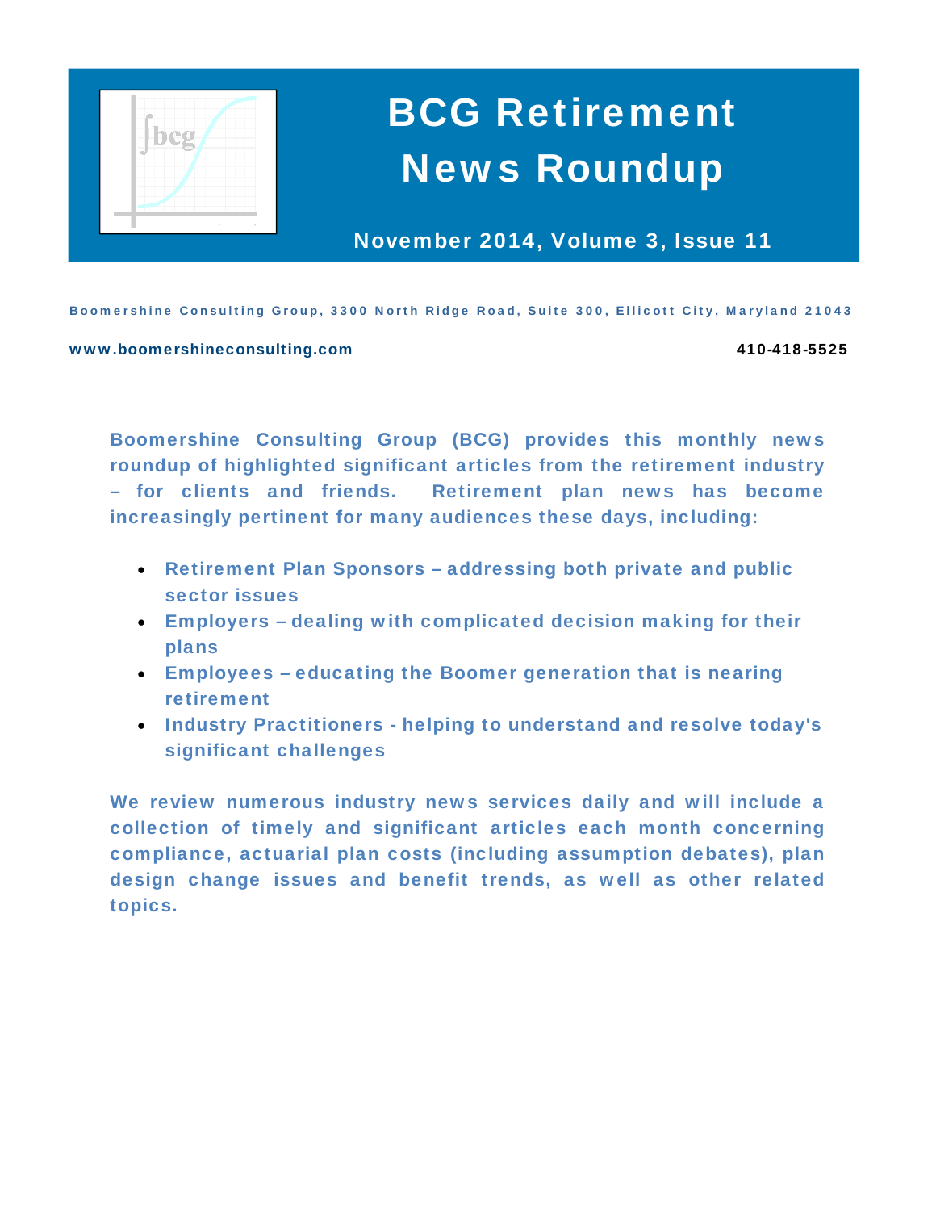# BCG Retirement News Roundup

**November 2014, Volume 3, Issue 11**

Boomershine Consulting Group, 3300 North Ridge Road, Suite 300, Ellicott City, Maryland 21043

www.boomershineconsulting.com 410-418-5525

Boomershine Consulting Group (BCG) provides this monthly news roundup of highlighted significant articles from the retirement industry – for clients and friends. Retirement plan news has become increasingly pertinent for many audiences these days, including:

- Retirement Plan Sponsors – addressing both private and public sector issues
- Employers – dealing with complicated decision making for their plans
- Employees – educating the Boomer generation that is nearing retirement
- Industry Practitioners - helping to understand and resolve today's significant challenges

We review numerous industry news services daily and will include a collection of timely and significant articles each month concerning compliance, actuarial plan costs (including assumption debates), plan design change issues and benefit trends, as well as other related topics.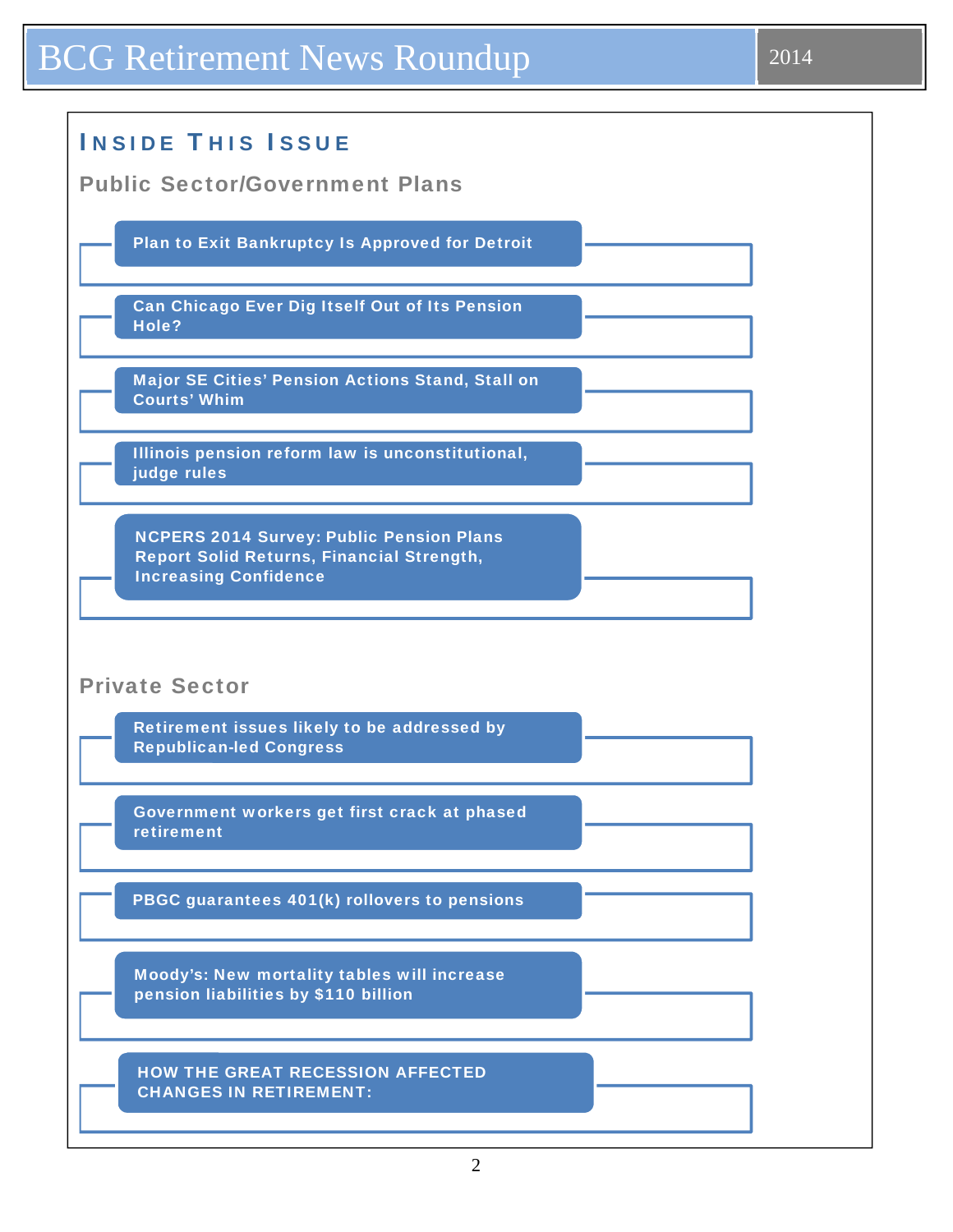## Inside This Issue

### Public Sector/Government Plans

- Plan to Exit Bankruptcy Is Approved for Detroit
- Can Chicago Ever Dig Itself Out of Its Pension Hole?
- Major SE Cities' Pension Actions Stand, Stall on Courts' Whim
- Illinois pension reform law is unconstitutional, judge rules
- NCPERS 2014 Survey: Public Pension Plans Report Solid Returns, Financial Strength, Increasing Confidence

### Private Sector

- Retirement issues likely to be addressed by Republican-led Congress
- Government workers get first crack at phased retirement
- PBGC guarantees 401(k) rollovers to pensions
- Moody's: New mortality tables will increase pension liabilities by $110 billion
- HOW THE GREAT RECESSION AFFECTED CHANGES IN RETIREMENT: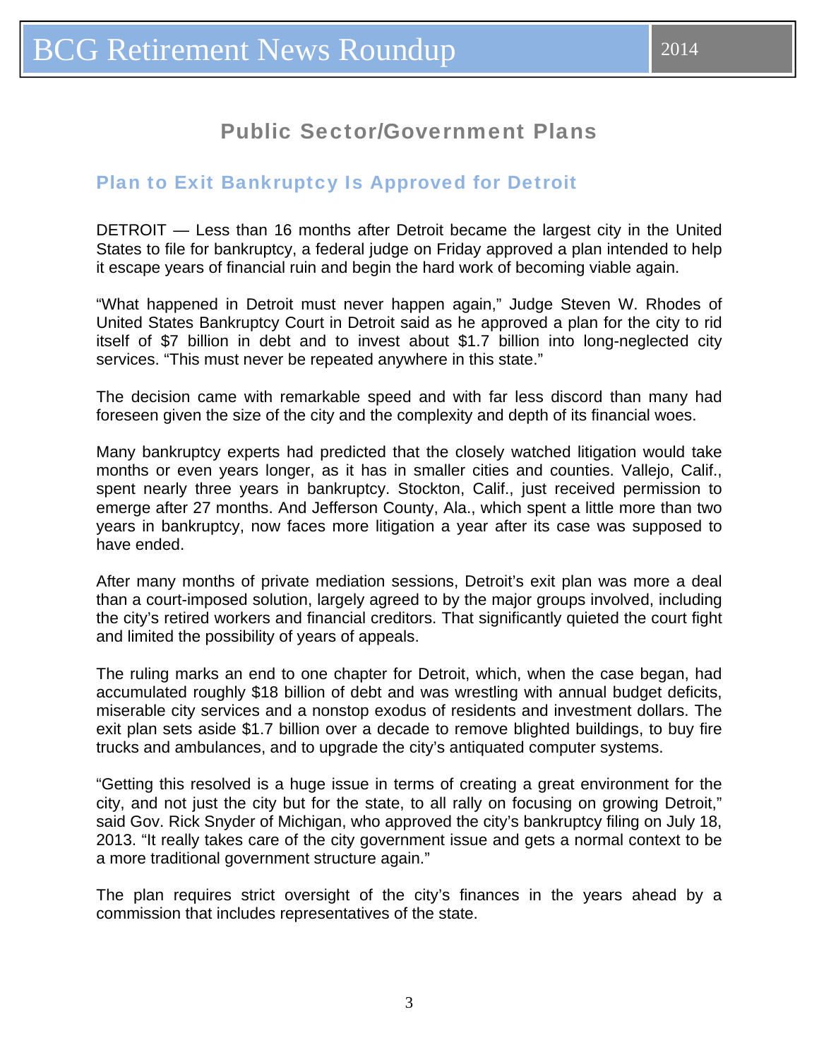## Public Sector/Government Plans

### Plan to Exit Bankruptcy Is Approved for Detroit

DETROIT — Less than 16 months after Detroit became the largest city in the United States to file for bankruptcy, a federal judge on Friday approved a plan intended to help it escape years of financial ruin and begin the hard work of becoming viable again.

"What happened in Detroit must never happen again," Judge Steven W. Rhodes of United States Bankruptcy Court in Detroit said as he approved a plan for the city to rid itself of $7 billion in debt and to invest about $1.7 billion into long-neglected city services. "This must never be repeated anywhere in this state."

The decision came with remarkable speed and with far less discord than many had foreseen given the size of the city and the complexity and depth of its financial woes.

Many bankruptcy experts had predicted that the closely watched litigation would take months or even years longer, as it has in smaller cities and counties. Vallejo, Calif., spent nearly three years in bankruptcy. Stockton, Calif., just received permission to emerge after 27 months. And Jefferson County, Ala., which spent a little more than two years in bankruptcy, now faces more litigation a year after its case was supposed to have ended.

After many months of private mediation sessions, Detroit's exit plan was more a deal than a court-imposed solution, largely agreed to by the major groups involved, including the city's retired workers and financial creditors. That significantly quieted the court fight and limited the possibility of years of appeals.

The ruling marks an end to one chapter for Detroit, which, when the case began, had accumulated roughly $18 billion of debt and was wrestling with annual budget deficits, miserable city services and a nonstop exodus of residents and investment dollars. The exit plan sets aside $1.7 billion over a decade to remove blighted buildings, to buy fire trucks and ambulances, and to upgrade the city's antiquated computer systems.

"Getting this resolved is a huge issue in terms of creating a great environment for the city, and not just the city but for the state, to all rally on focusing on growing Detroit," said Gov. Rick Snyder of Michigan, who approved the city's bankruptcy filing on July 18, 2013. "It really takes care of the city government issue and gets a normal context to be a more traditional government structure again."

The plan requires strict oversight of the city's finances in the years ahead by a commission that includes representatives of the state.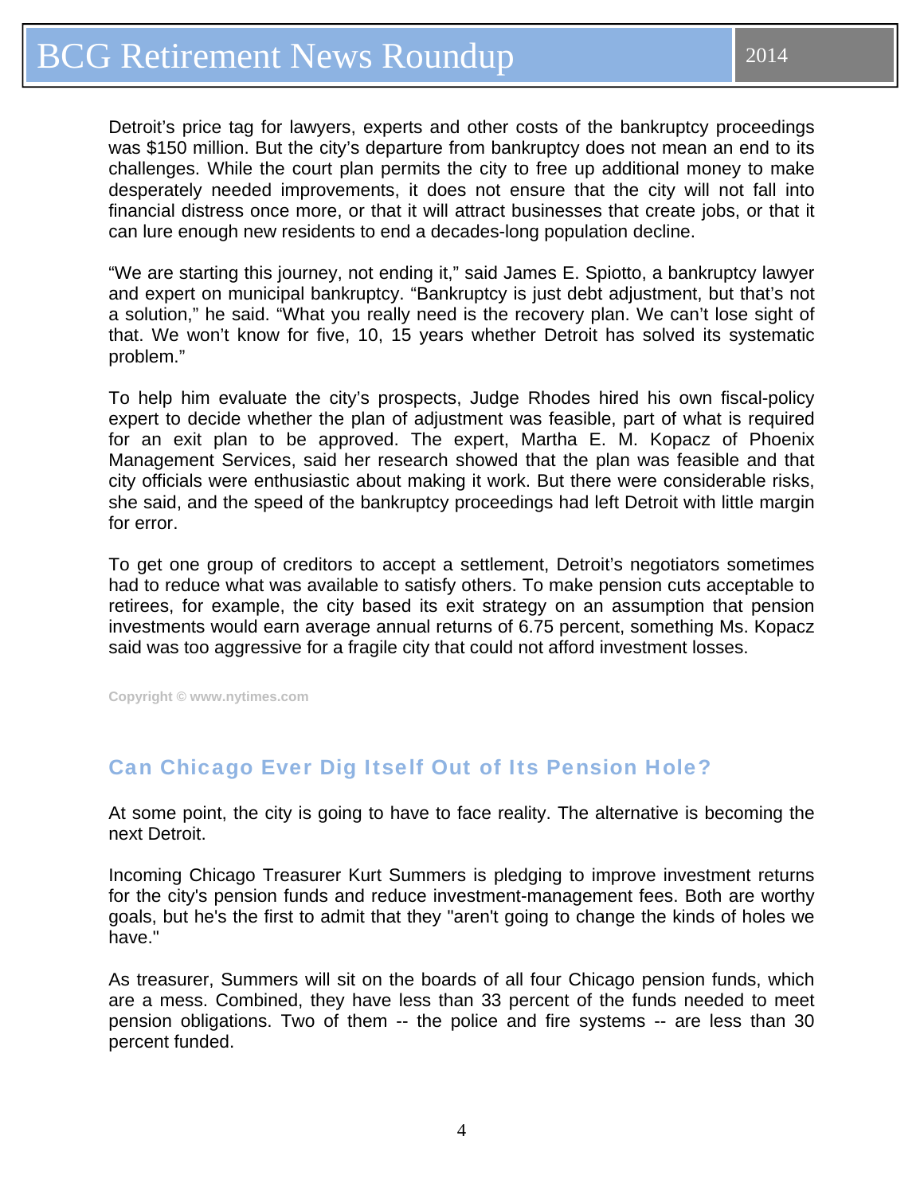Detroit's price tag for lawyers, experts and other costs of the bankruptcy proceedings was $150 million. But the city's departure from bankruptcy does not mean an end to its challenges. While the court plan permits the city to free up additional money to make desperately needed improvements, it does not ensure that the city will not fall into financial distress once more, or that it will attract businesses that create jobs, or that it can lure enough new residents to end a decades-long population decline.

"We are starting this journey, not ending it," said James E. Spiotto, a bankruptcy lawyer and expert on municipal bankruptcy. "Bankruptcy is just debt adjustment, but that's not a solution," he said. "What you really need is the recovery plan. We can't lose sight of that. We won't know for five, 10, 15 years whether Detroit has solved its systematic problem."

To help him evaluate the city's prospects, Judge Rhodes hired his own fiscal-policy expert to decide whether the plan of adjustment was feasible, part of what is required for an exit plan to be approved. The expert, Martha E. M. Kopacz of Phoenix Management Services, said her research showed that the plan was feasible and that city officials were enthusiastic about making it work. But there were considerable risks, she said, and the speed of the bankruptcy proceedings had left Detroit with little margin for error.

To get one group of creditors to accept a settlement, Detroit's negotiators sometimes had to reduce what was available to satisfy others. To make pension cuts acceptable to retirees, for example, the city based its exit strategy on an assumption that pension investments would earn average annual returns of 6.75 percent, something Ms. Kopacz said was too aggressive for a fragile city that could not afford investment losses.

Copyright © www.nytimes.com

## Can Chicago Ever Dig Itself Out of Its Pension Hole?

At some point, the city is going to have to face reality. The alternative is becoming the next Detroit.

Incoming Chicago Treasurer Kurt Summers is pledging to improve investment returns for the city's pension funds and reduce investment-management fees. Both are worthy goals, but he's the first to admit that they "aren't going to change the kinds of holes we have."

As treasurer, Summers will sit on the boards of all four Chicago pension funds, which are a mess. Combined, they have less than 33 percent of the funds needed to meet pension obligations. Two of them -- the police and fire systems -- are less than 30 percent funded.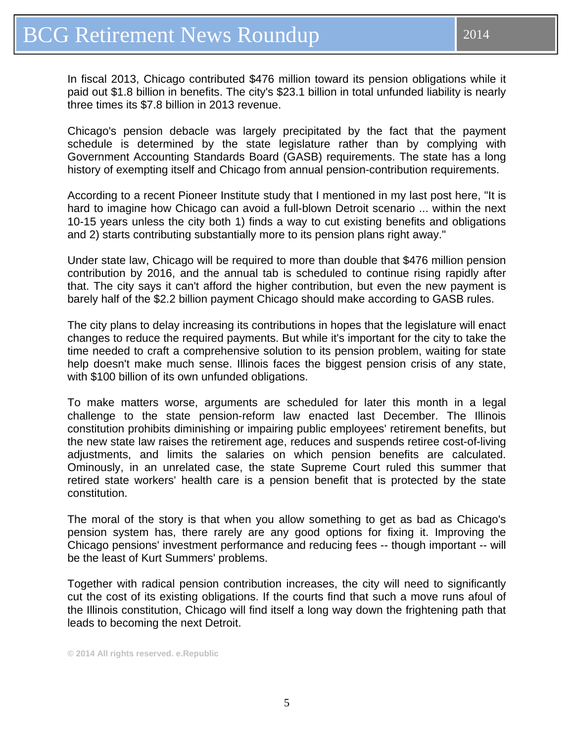In fiscal 2013, Chicago contributed $476 million toward its pension obligations while it paid out $1.8 billion in benefits. The city's $23.1 billion in total unfunded liability is nearly three times its $7.8 billion in 2013 revenue.

Chicago's pension debacle was largely precipitated by the fact that the payment schedule is determined by the state legislature rather than by complying with Government Accounting Standards Board (GASB) requirements. The state has a long history of exempting itself and Chicago from annual pension-contribution requirements.

According to a recent Pioneer Institute study that I mentioned in my last post here, "It is hard to imagine how Chicago can avoid a full-blown Detroit scenario ... within the next 10-15 years unless the city both 1) finds a way to cut existing benefits and obligations and 2) starts contributing substantially more to its pension plans right away."

Under state law, Chicago will be required to more than double that $476 million pension contribution by 2016, and the annual tab is scheduled to continue rising rapidly after that. The city says it can't afford the higher contribution, but even the new payment is barely half of the $2.2 billion payment Chicago should make according to GASB rules.

The city plans to delay increasing its contributions in hopes that the legislature will enact changes to reduce the required payments. But while it's important for the city to take the time needed to craft a comprehensive solution to its pension problem, waiting for state help doesn't make much sense. Illinois faces the biggest pension crisis of any state, with $100 billion of its own unfunded obligations.

To make matters worse, arguments are scheduled for later this month in a legal challenge to the state pension-reform law enacted last December. The Illinois constitution prohibits diminishing or impairing public employees' retirement benefits, but the new state law raises the retirement age, reduces and suspends retiree cost-of-living adjustments, and limits the salaries on which pension benefits are calculated. Ominously, in an unrelated case, the state Supreme Court ruled this summer that retired state workers' health care is a pension benefit that is protected by the state constitution.

The moral of the story is that when you allow something to get as bad as Chicago's pension system has, there rarely are any good options for fixing it. Improving the Chicago pensions' investment performance and reducing fees -- though important -- will be the least of Kurt Summers' problems.

Together with radical pension contribution increases, the city will need to significantly cut the cost of its existing obligations. If the courts find that such a move runs afoul of the Illinois constitution, Chicago will find itself a long way down the frightening path that leads to becoming the next Detroit.

**© 2014 All rights reserved. e.Republic**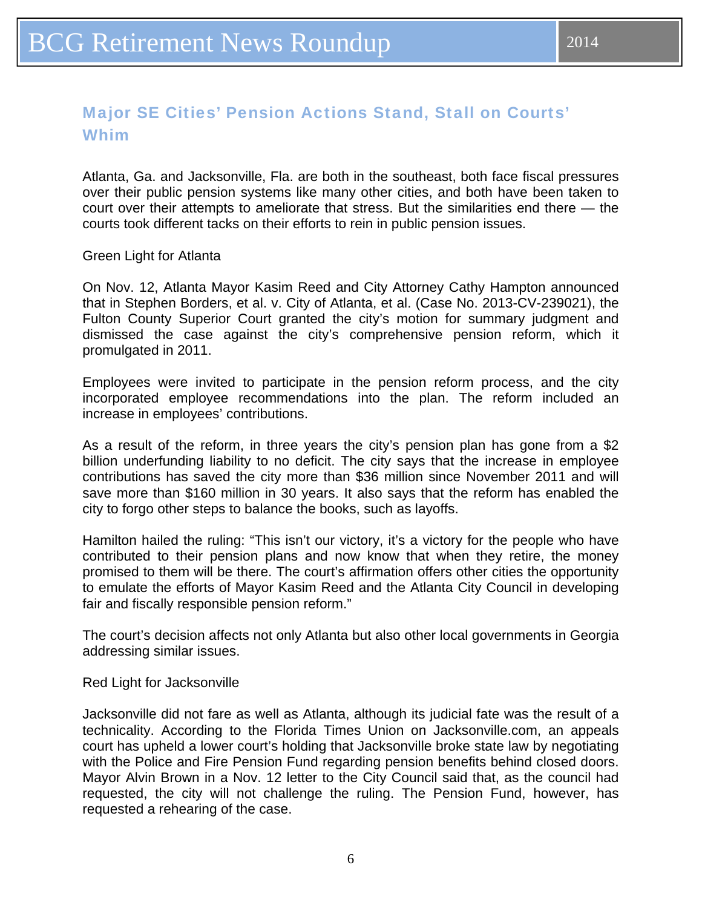## Major SE Cities' Pension Actions Stand, Stall on Courts' Whim

Atlanta, Ga. and Jacksonville, Fla. are both in the southeast, both face fiscal pressures over their public pension systems like many other cities, and both have been taken to court over their attempts to ameliorate that stress. But the similarities end there — the courts took different tacks on their efforts to rein in public pension issues.

### Green Light for Atlanta

On Nov. 12, Atlanta Mayor Kasim Reed and City Attorney Cathy Hampton announced that in Stephen Borders, et al. v. City of Atlanta, et al. (Case No. 2013-CV-239021), the Fulton County Superior Court granted the city's motion for summary judgment and dismissed the case against the city's comprehensive pension reform, which it promulgated in 2011.

Employees were invited to participate in the pension reform process, and the city incorporated employee recommendations into the plan. The reform included an increase in employees' contributions.

As a result of the reform, in three years the city's pension plan has gone from a $2 billion underfunding liability to no deficit. The city says that the increase in employee contributions has saved the city more than $36 million since November 2011 and will save more than $160 million in 30 years. It also says that the reform has enabled the city to forgo other steps to balance the books, such as layoffs.

Hamilton hailed the ruling: "This isn't our victory, it's a victory for the people who have contributed to their pension plans and now know that when they retire, the money promised to them will be there. The court's affirmation offers other cities the opportunity to emulate the efforts of Mayor Kasim Reed and the Atlanta City Council in developing fair and fiscally responsible pension reform."

The court's decision affects not only Atlanta but also other local governments in Georgia addressing similar issues.

### Red Light for Jacksonville

Jacksonville did not fare as well as Atlanta, although its judicial fate was the result of a technicality. According to the Florida Times Union on Jacksonville.com, an appeals court has upheld a lower court's holding that Jacksonville broke state law by negotiating with the Police and Fire Pension Fund regarding pension benefits behind closed doors. Mayor Alvin Brown in a Nov. 12 letter to the City Council said that, as the council had requested, the city will not challenge the ruling. The Pension Fund, however, has requested a rehearing of the case.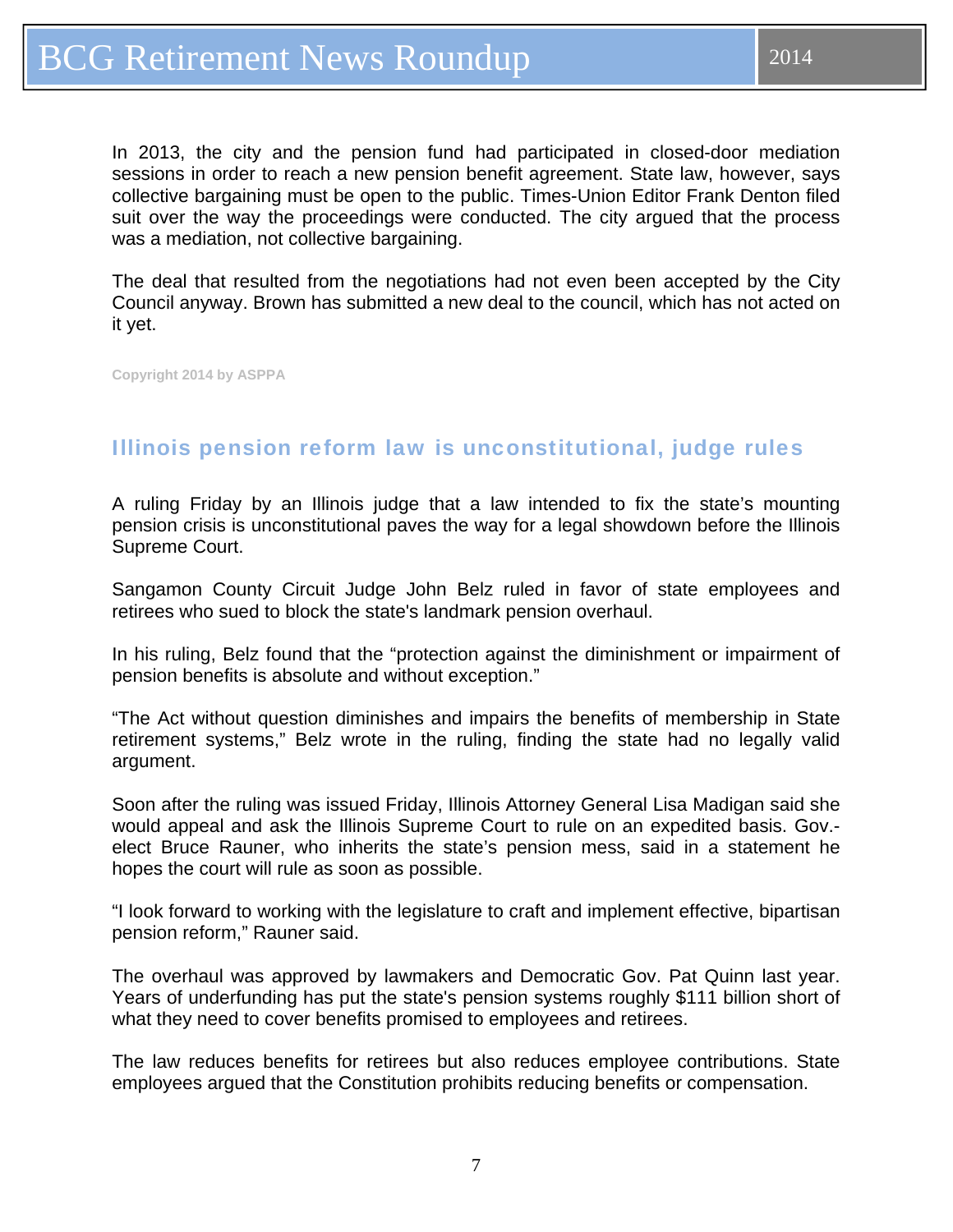In 2013, the city and the pension fund had participated in closed-door mediation sessions in order to reach a new pension benefit agreement. State law, however, says collective bargaining must be open to the public. Times-Union Editor Frank Denton filed suit over the way the proceedings were conducted. The city argued that the process was a mediation, not collective bargaining.

The deal that resulted from the negotiations had not even been accepted by the City Council anyway. Brown has submitted a new deal to the council, which has not acted on it yet.

Copyright 2014 by ASPPA

## Illinois pension reform law is unconstitutional, judge rules

A ruling Friday by an Illinois judge that a law intended to fix the state's mounting pension crisis is unconstitutional paves the way for a legal showdown before the Illinois Supreme Court.

Sangamon County Circuit Judge John Belz ruled in favor of state employees and retirees who sued to block the state's landmark pension overhaul.

In his ruling, Belz found that the "protection against the diminishment or impairment of pension benefits is absolute and without exception."

"The Act without question diminishes and impairs the benefits of membership in State retirement systems," Belz wrote in the ruling, finding the state had no legally valid argument.

Soon after the ruling was issued Friday, Illinois Attorney General Lisa Madigan said she would appeal and ask the Illinois Supreme Court to rule on an expedited basis. Gov.-elect Bruce Rauner, who inherits the state's pension mess, said in a statement he hopes the court will rule as soon as possible.

"I look forward to working with the legislature to craft and implement effective, bipartisan pension reform," Rauner said.

The overhaul was approved by lawmakers and Democratic Gov. Pat Quinn last year. Years of underfunding has put the state's pension systems roughly $111 billion short of what they need to cover benefits promised to employees and retirees.

The law reduces benefits for retirees but also reduces employee contributions. State employees argued that the Constitution prohibits reducing benefits or compensation.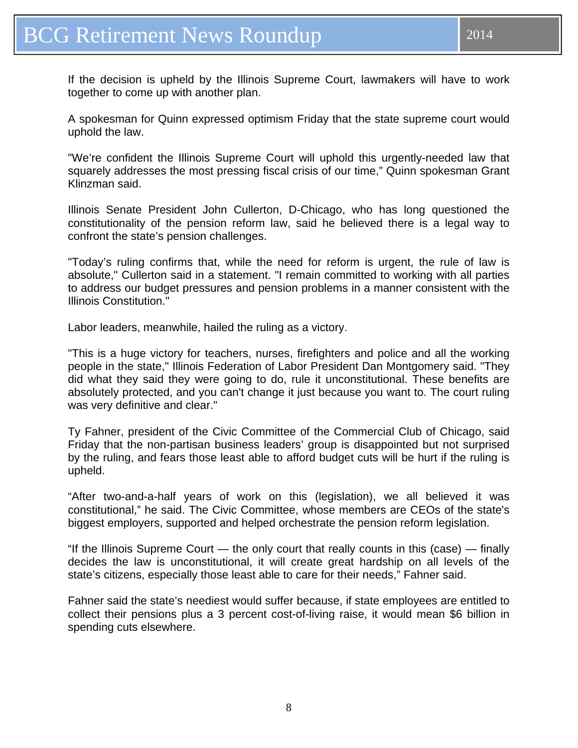If the decision is upheld by the Illinois Supreme Court, lawmakers will have to work together to come up with another plan.

A spokesman for Quinn expressed optimism Friday that the state supreme court would uphold the law.

"We're confident the Illinois Supreme Court will uphold this urgently-needed law that squarely addresses the most pressing fiscal crisis of our time," Quinn spokesman Grant Klinzman said.

Illinois Senate President John Cullerton, D-Chicago, who has long questioned the constitutionality of the pension reform law, said he believed there is a legal way to confront the state's pension challenges.

"Today's ruling confirms that, while the need for reform is urgent, the rule of law is absolute," Cullerton said in a statement. "I remain committed to working with all parties to address our budget pressures and pension problems in a manner consistent with the Illinois Constitution."

Labor leaders, meanwhile, hailed the ruling as a victory.

"This is a huge victory for teachers, nurses, firefighters and police and all the working people in the state," Illinois Federation of Labor President Dan Montgomery said. "They did what they said they were going to do, rule it unconstitutional. These benefits are absolutely protected, and you can't change it just because you want to. The court ruling was very definitive and clear."

Ty Fahner, president of the Civic Committee of the Commercial Club of Chicago, said Friday that the non-partisan business leaders' group is disappointed but not surprised by the ruling, and fears those least able to afford budget cuts will be hurt if the ruling is upheld.

"After two-and-a-half years of work on this (legislation), we all believed it was constitutional," he said. The Civic Committee, whose members are CEOs of the state's biggest employers, supported and helped orchestrate the pension reform legislation.

"If the Illinois Supreme Court — the only court that really counts in this (case) — finally decides the law is unconstitutional, it will create great hardship on all levels of the state's citizens, especially those least able to care for their needs," Fahner said.

Fahner said the state's neediest would suffer because, if state employees are entitled to collect their pensions plus a 3 percent cost-of-living raise, it would mean $6 billion in spending cuts elsewhere.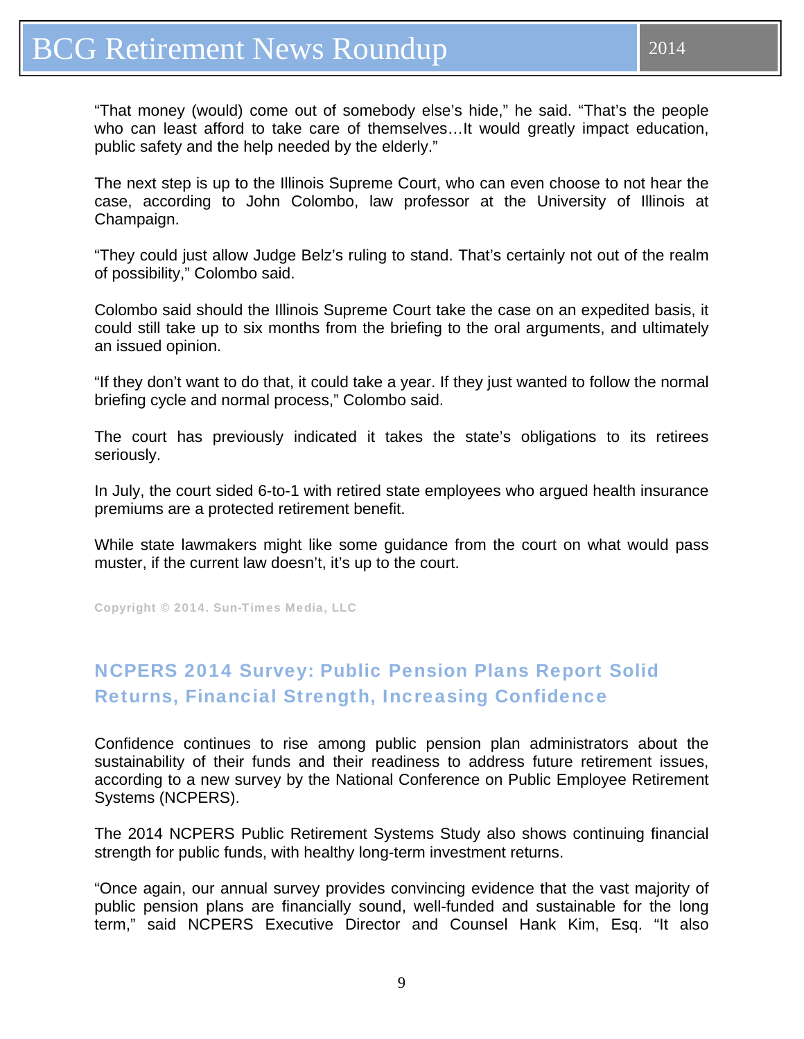"That money (would) come out of somebody else's hide," he said. "That's the people who can least afford to take care of themselves…It would greatly impact education, public safety and the help needed by the elderly."

The next step is up to the Illinois Supreme Court, who can even choose to not hear the case, according to John Colombo, law professor at the University of Illinois at Champaign.

"They could just allow Judge Belz's ruling to stand. That's certainly not out of the realm of possibility," Colombo said.

Colombo said should the Illinois Supreme Court take the case on an expedited basis, it could still take up to six months from the briefing to the oral arguments, and ultimately an issued opinion.

"If they don't want to do that, it could take a year. If they just wanted to follow the normal briefing cycle and normal process," Colombo said.

The court has previously indicated it takes the state's obligations to its retirees seriously.

In July, the court sided 6-to-1 with retired state employees who argued health insurance premiums are a protected retirement benefit.

While state lawmakers might like some guidance from the court on what would pass muster, if the current law doesn't, it's up to the court.

Copyright © 2014. Sun-Times Media, LLC

## NCPERS 2014 Survey: Public Pension Plans Report Solid Returns, Financial Strength, Increasing Confidence

Confidence continues to rise among public pension plan administrators about the sustainability of their funds and their readiness to address future retirement issues, according to a new survey by the National Conference on Public Employee Retirement Systems (NCPERS).

The 2014 NCPERS Public Retirement Systems Study also shows continuing financial strength for public funds, with healthy long-term investment returns.

"Once again, our annual survey provides convincing evidence that the vast majority of public pension plans are financially sound, well-funded and sustainable for the long term," said NCPERS Executive Director and Counsel Hank Kim, Esq. "It also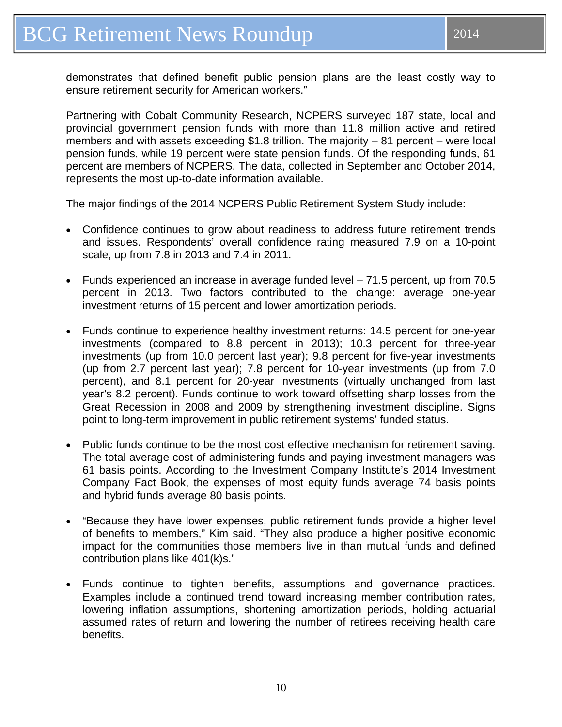demonstrates that defined benefit public pension plans are the least costly way to ensure retirement security for American workers."

Partnering with Cobalt Community Research, NCPERS surveyed 187 state, local and provincial government pension funds with more than 11.8 million active and retired members and with assets exceeding $1.8 trillion. The majority – 81 percent – were local pension funds, while 19 percent were state pension funds. Of the responding funds, 61 percent are members of NCPERS. The data, collected in September and October 2014, represents the most up-to-date information available.

The major findings of the 2014 NCPERS Public Retirement System Study include:

- Confidence continues to grow about readiness to address future retirement trends and issues. Respondents' overall confidence rating measured 7.9 on a 10-point scale, up from 7.8 in 2013 and 7.4 in 2011.

- Funds experienced an increase in average funded level – 71.5 percent, up from 70.5 percent in 2013. Two factors contributed to the change: average one-year investment returns of 15 percent and lower amortization periods.

- Funds continue to experience healthy investment returns: 14.5 percent for one-year investments (compared to 8.8 percent in 2013); 10.3 percent for three-year investments (up from 10.0 percent last year); 9.8 percent for five-year investments (up from 2.7 percent last year); 7.8 percent for 10-year investments (up from 7.0 percent), and 8.1 percent for 20-year investments (virtually unchanged from last year's 8.2 percent). Funds continue to work toward offsetting sharp losses from the Great Recession in 2008 and 2009 by strengthening investment discipline. Signs point to long-term improvement in public retirement systems' funded status.

- Public funds continue to be the most cost effective mechanism for retirement saving. The total average cost of administering funds and paying investment managers was 61 basis points. According to the Investment Company Institute's 2014 Investment Company Fact Book, the expenses of most equity funds average 74 basis points and hybrid funds average 80 basis points.

- "Because they have lower expenses, public retirement funds provide a higher level of benefits to members," Kim said. "They also produce a higher positive economic impact for the communities those members live in than mutual funds and defined contribution plans like 401(k)s."

- Funds continue to tighten benefits, assumptions and governance practices. Examples include a continued trend toward increasing member contribution rates, lowering inflation assumptions, shortening amortization periods, holding actuarial assumed rates of return and lowering the number of retirees receiving health care benefits.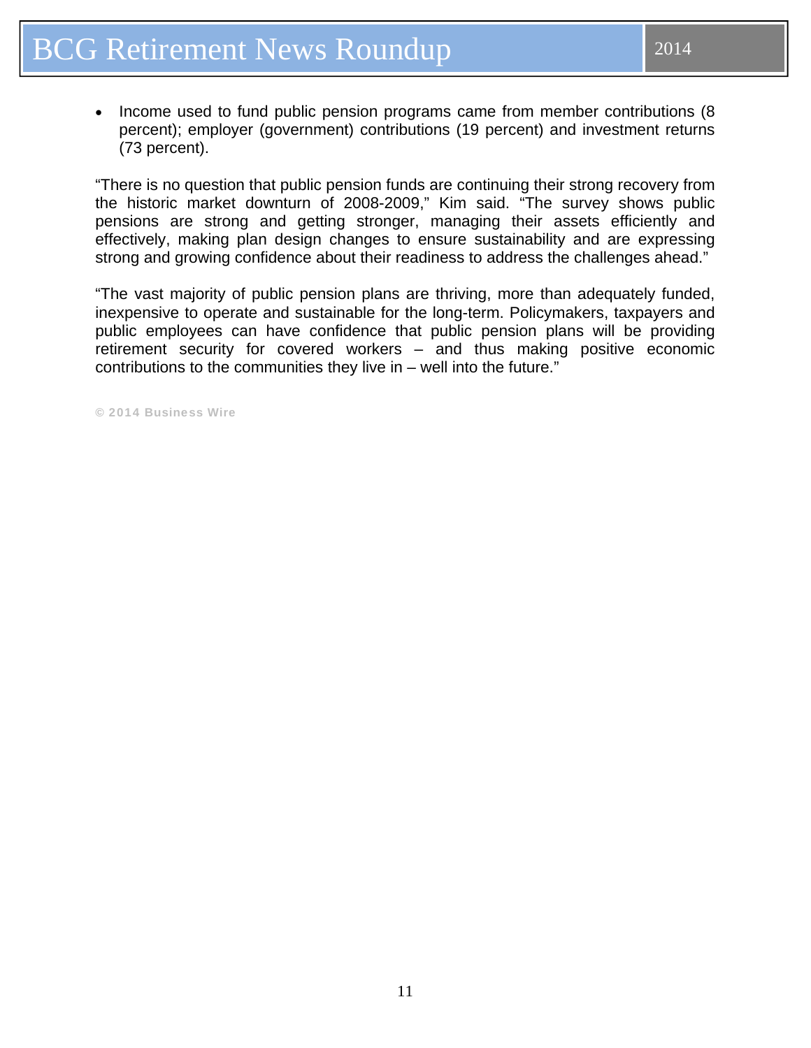- Income used to fund public pension programs came from member contributions (8 percent); employer (government) contributions (19 percent) and investment returns (73 percent).

"There is no question that public pension funds are continuing their strong recovery from the historic market downturn of 2008-2009," Kim said. "The survey shows public pensions are strong and getting stronger, managing their assets efficiently and effectively, making plan design changes to ensure sustainability and are expressing strong and growing confidence about their readiness to address the challenges ahead."

"The vast majority of public pension plans are thriving, more than adequately funded, inexpensive to operate and sustainable for the long-term. Policymakers, taxpayers and public employees can have confidence that public pension plans will be providing retirement security for covered workers – and thus making positive economic contributions to the communities they live in – well into the future."

© 2014 Business Wire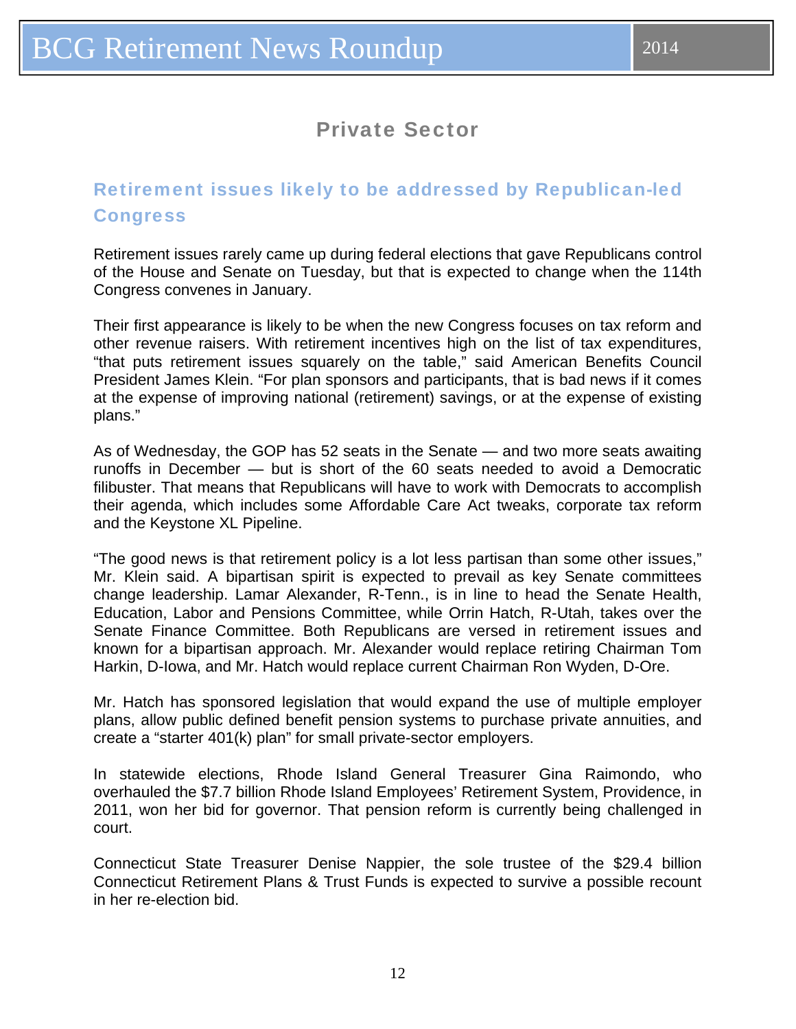## Private Sector

### Retirement issues likely to be addressed by Republican-led Congress

Retirement issues rarely came up during federal elections that gave Republicans control of the House and Senate on Tuesday, but that is expected to change when the 114th Congress convenes in January.

Their first appearance is likely to be when the new Congress focuses on tax reform and other revenue raisers. With retirement incentives high on the list of tax expenditures, "that puts retirement issues squarely on the table," said American Benefits Council President James Klein. "For plan sponsors and participants, that is bad news if it comes at the expense of improving national (retirement) savings, or at the expense of existing plans."

As of Wednesday, the GOP has 52 seats in the Senate — and two more seats awaiting runoffs in December — but is short of the 60 seats needed to avoid a Democratic filibuster. That means that Republicans will have to work with Democrats to accomplish their agenda, which includes some Affordable Care Act tweaks, corporate tax reform and the Keystone XL Pipeline.

"The good news is that retirement policy is a lot less partisan than some other issues," Mr. Klein said. A bipartisan spirit is expected to prevail as key Senate committees change leadership. Lamar Alexander, R-Tenn., is in line to head the Senate Health, Education, Labor and Pensions Committee, while Orrin Hatch, R-Utah, takes over the Senate Finance Committee. Both Republicans are versed in retirement issues and known for a bipartisan approach. Mr. Alexander would replace retiring Chairman Tom Harkin, D-Iowa, and Mr. Hatch would replace current Chairman Ron Wyden, D-Ore.

Mr. Hatch has sponsored legislation that would expand the use of multiple employer plans, allow public defined benefit pension systems to purchase private annuities, and create a "starter 401(k) plan" for small private-sector employers.

In statewide elections, Rhode Island General Treasurer Gina Raimondo, who overhauled the $7.7 billion Rhode Island Employees' Retirement System, Providence, in 2011, won her bid for governor. That pension reform is currently being challenged in court.

Connecticut State Treasurer Denise Nappier, the sole trustee of the $29.4 billion Connecticut Retirement Plans & Trust Funds is expected to survive a possible recount in her re-election bid.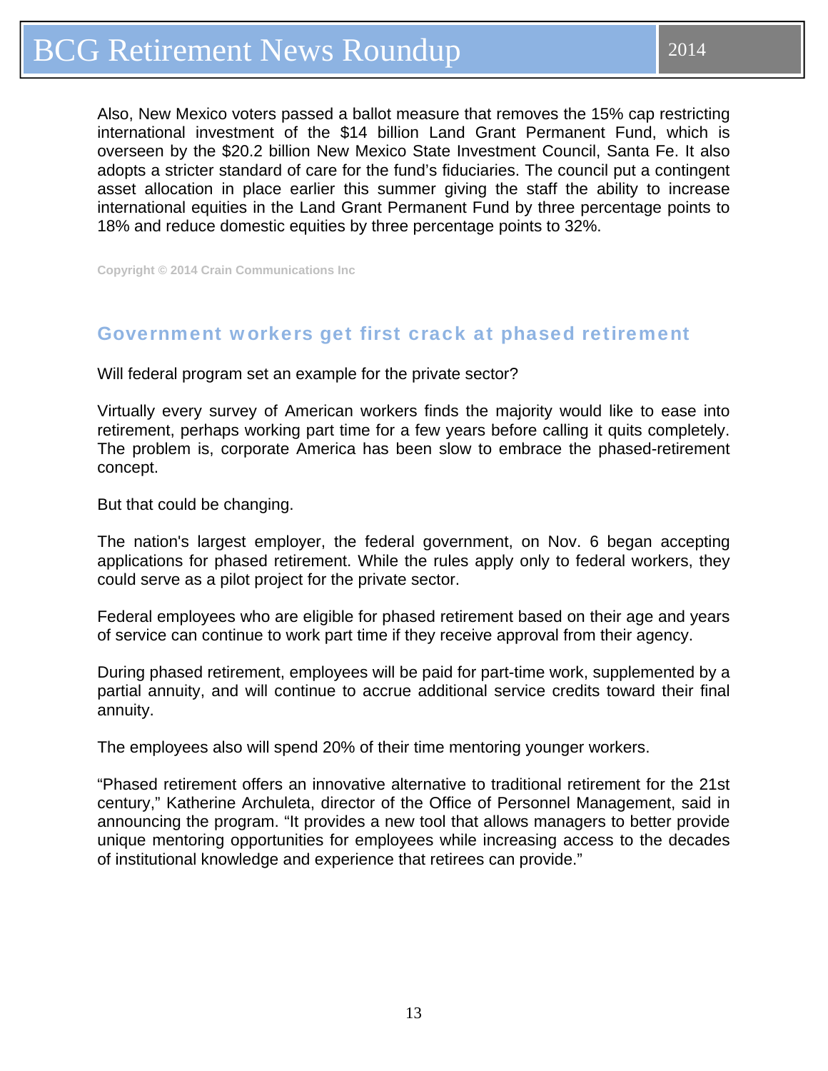Also, New Mexico voters passed a ballot measure that removes the 15% cap restricting international investment of the $14 billion Land Grant Permanent Fund, which is overseen by the $20.2 billion New Mexico State Investment Council, Santa Fe. It also adopts a stricter standard of care for the fund's fiduciaries. The council put a contingent asset allocation in place earlier this summer giving the staff the ability to increase international equities in the Land Grant Permanent Fund by three percentage points to 18% and reduce domestic equities by three percentage points to 32%.

Copyright © 2014 Crain Communications Inc

## Government workers get first crack at phased retirement

Will federal program set an example for the private sector?

Virtually every survey of American workers finds the majority would like to ease into retirement, perhaps working part time for a few years before calling it quits completely. The problem is, corporate America has been slow to embrace the phased-retirement concept.

But that could be changing.

The nation's largest employer, the federal government, on Nov. 6 began accepting applications for phased retirement. While the rules apply only to federal workers, they could serve as a pilot project for the private sector.

Federal employees who are eligible for phased retirement based on their age and years of service can continue to work part time if they receive approval from their agency.

During phased retirement, employees will be paid for part-time work, supplemented by a partial annuity, and will continue to accrue additional service credits toward their final annuity.

The employees also will spend 20% of their time mentoring younger workers.

"Phased retirement offers an innovative alternative to traditional retirement for the 21st century," Katherine Archuleta, director of the Office of Personnel Management, said in announcing the program. "It provides a new tool that allows managers to better provide unique mentoring opportunities for employees while increasing access to the decades of institutional knowledge and experience that retirees can provide."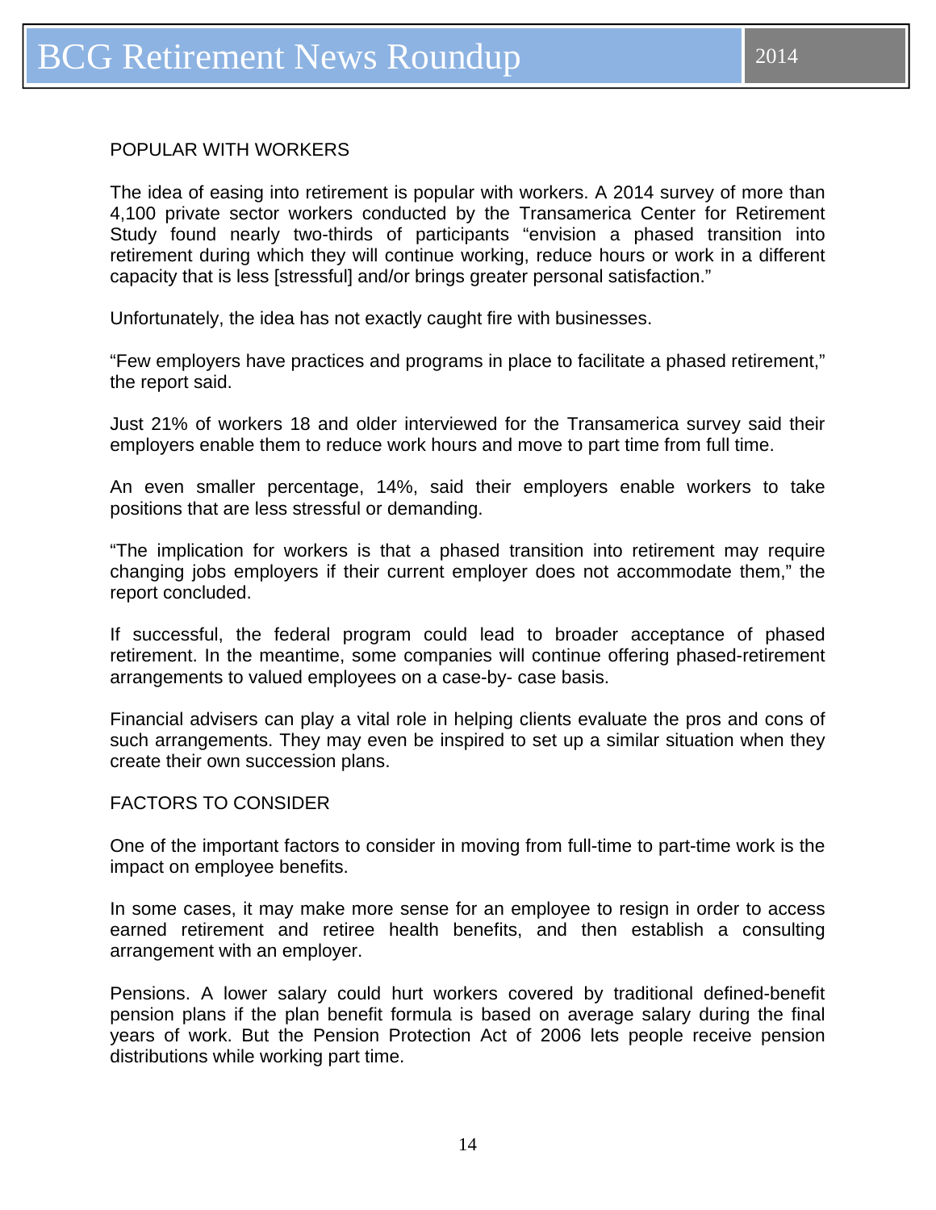POPULAR WITH WORKERS

The idea of easing into retirement is popular with workers. A 2014 survey of more than 4,100 private sector workers conducted by the Transamerica Center for Retirement Study found nearly two-thirds of participants "envision a phased transition into retirement during which they will continue working, reduce hours or work in a different capacity that is less [stressful] and/or brings greater personal satisfaction."

Unfortunately, the idea has not exactly caught fire with businesses.

"Few employers have practices and programs in place to facilitate a phased retirement," the report said.

Just 21% of workers 18 and older interviewed for the Transamerica survey said their employers enable them to reduce work hours and move to part time from full time.

An even smaller percentage, 14%, said their employers enable workers to take positions that are less stressful or demanding.

"The implication for workers is that a phased transition into retirement may require changing jobs employers if their current employer does not accommodate them," the report concluded.

If successful, the federal program could lead to broader acceptance of phased retirement. In the meantime, some companies will continue offering phased-retirement arrangements to valued employees on a case-by- case basis.

Financial advisers can play a vital role in helping clients evaluate the pros and cons of such arrangements. They may even be inspired to set up a similar situation when they create their own succession plans.

FACTORS TO CONSIDER

One of the important factors to consider in moving from full-time to part-time work is the impact on employee benefits.

In some cases, it may make more sense for an employee to resign in order to access earned retirement and retiree health benefits, and then establish a consulting arrangement with an employer.

Pensions. A lower salary could hurt workers covered by traditional defined-benefit pension plans if the plan benefit formula is based on average salary during the final years of work. But the Pension Protection Act of 2006 lets people receive pension distributions while working part time.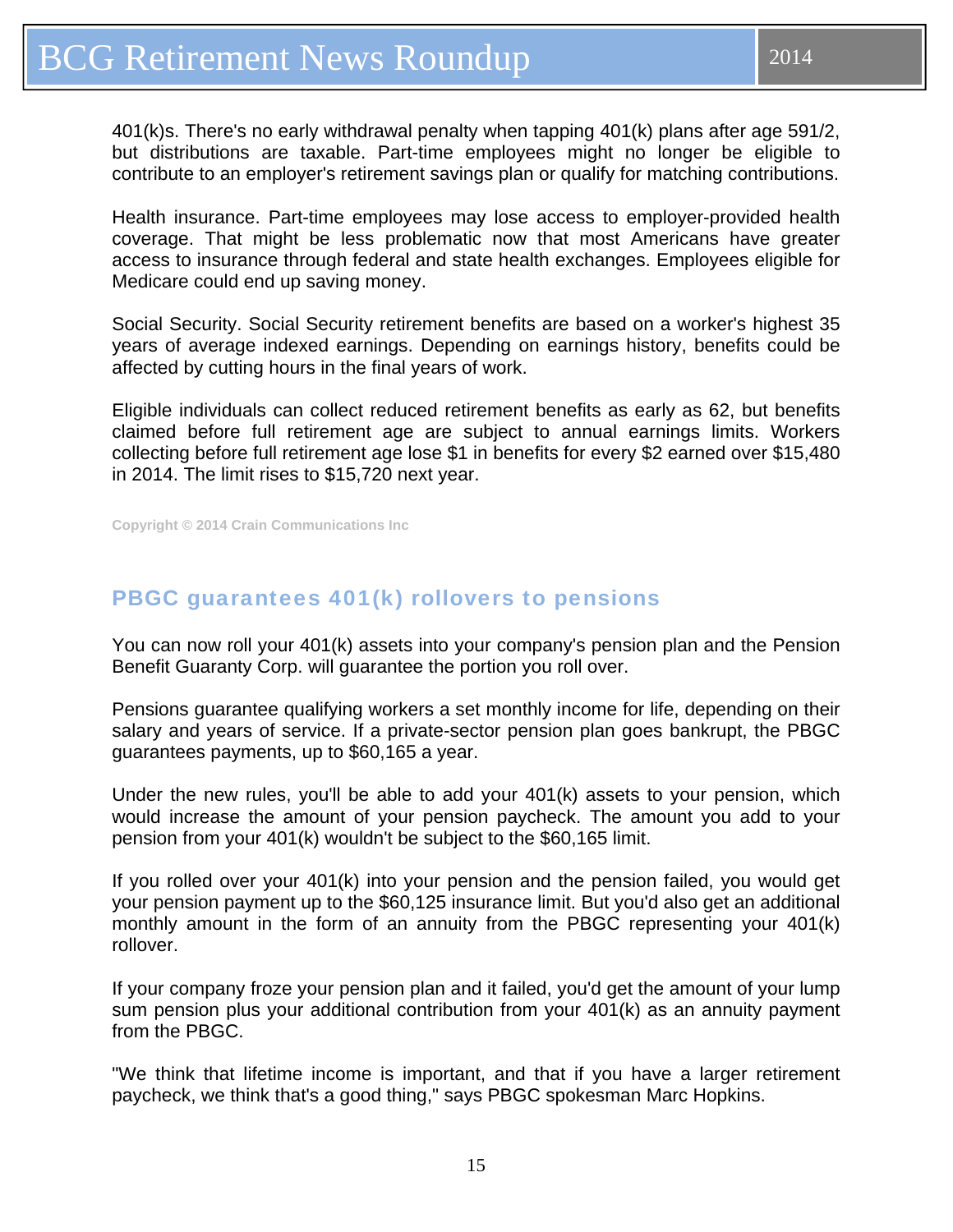401(k)s. There's no early withdrawal penalty when tapping 401(k) plans after age 591/2, but distributions are taxable. Part-time employees might no longer be eligible to contribute to an employer's retirement savings plan or qualify for matching contributions.

Health insurance. Part-time employees may lose access to employer-provided health coverage. That might be less problematic now that most Americans have greater access to insurance through federal and state health exchanges. Employees eligible for Medicare could end up saving money.

Social Security. Social Security retirement benefits are based on a worker's highest 35 years of average indexed earnings. Depending on earnings history, benefits could be affected by cutting hours in the final years of work.

Eligible individuals can collect reduced retirement benefits as early as 62, but benefits claimed before full retirement age are subject to annual earnings limits. Workers collecting before full retirement age lose $1 in benefits for every $2 earned over $15,480 in 2014. The limit rises to $15,720 next year.

Copyright © 2014 Crain Communications Inc

## PBGC guarantees 401(k) rollovers to pensions

You can now roll your 401(k) assets into your company's pension plan and the Pension Benefit Guaranty Corp. will guarantee the portion you roll over.

Pensions guarantee qualifying workers a set monthly income for life, depending on their salary and years of service. If a private-sector pension plan goes bankrupt, the PBGC guarantees payments, up to $60,165 a year.

Under the new rules, you'll be able to add your 401(k) assets to your pension, which would increase the amount of your pension paycheck. The amount you add to your pension from your 401(k) wouldn't be subject to the $60,165 limit.

If you rolled over your 401(k) into your pension and the pension failed, you would get your pension payment up to the $60,125 insurance limit. But you'd also get an additional monthly amount in the form of an annuity from the PBGC representing your 401(k) rollover.

If your company froze your pension plan and it failed, you'd get the amount of your lump sum pension plus your additional contribution from your 401(k) as an annuity payment from the PBGC.

"We think that lifetime income is important, and that if you have a larger retirement paycheck, we think that's a good thing," says PBGC spokesman Marc Hopkins.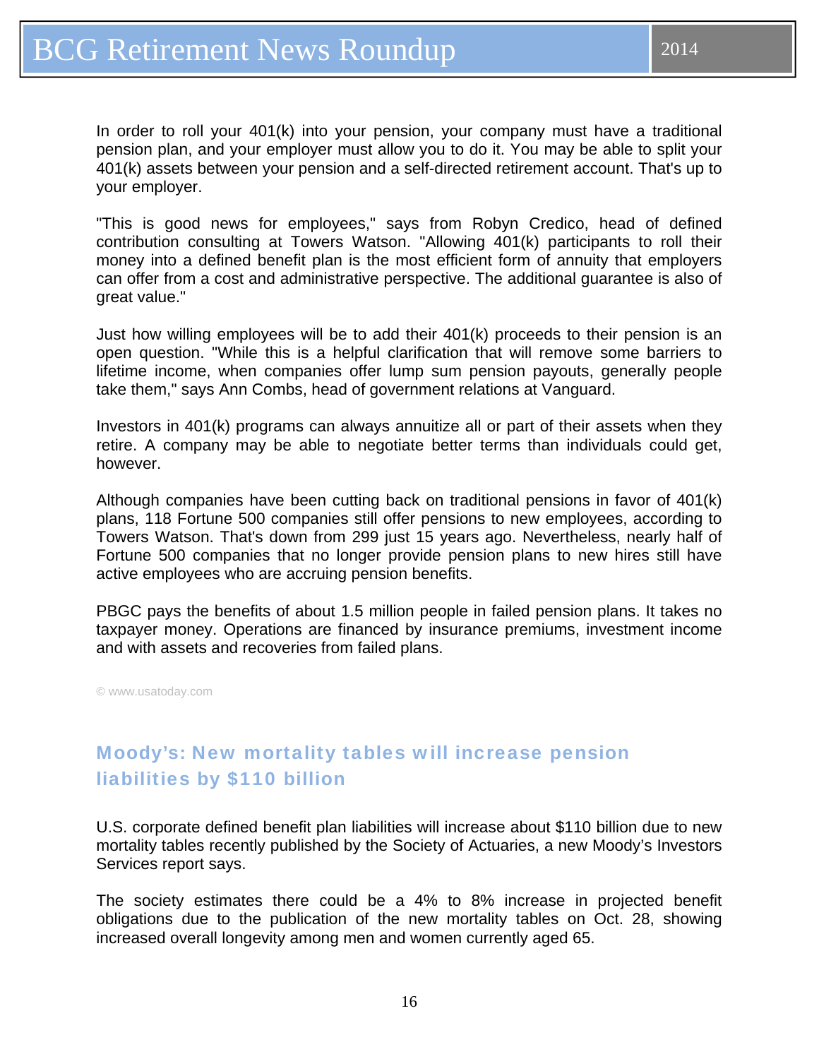In order to roll your 401(k) into your pension, your company must have a traditional pension plan, and your employer must allow you to do it. You may be able to split your 401(k) assets between your pension and a self-directed retirement account. That's up to your employer.

"This is good news for employees," says from Robyn Credico, head of defined contribution consulting at Towers Watson. "Allowing 401(k) participants to roll their money into a defined benefit plan is the most efficient form of annuity that employers can offer from a cost and administrative perspective. The additional guarantee is also of great value."

Just how willing employees will be to add their 401(k) proceeds to their pension is an open question. "While this is a helpful clarification that will remove some barriers to lifetime income, when companies offer lump sum pension payouts, generally people take them," says Ann Combs, head of government relations at Vanguard.

Investors in 401(k) programs can always annuitize all or part of their assets when they retire. A company may be able to negotiate better terms than individuals could get, however.

Although companies have been cutting back on traditional pensions in favor of 401(k) plans, 118 Fortune 500 companies still offer pensions to new employees, according to Towers Watson. That's down from 299 just 15 years ago. Nevertheless, nearly half of Fortune 500 companies that no longer provide pension plans to new hires still have active employees who are accruing pension benefits.

PBGC pays the benefits of about 1.5 million people in failed pension plans. It takes no taxpayer money. Operations are financed by insurance premiums, investment income and with assets and recoveries from failed plans.

© www.usatoday.com

## Moody's: New mortality tables will increase pension liabilities by $110 billion

U.S. corporate defined benefit plan liabilities will increase about $110 billion due to new mortality tables recently published by the Society of Actuaries, a new Moody's Investors Services report says.

The society estimates there could be a 4% to 8% increase in projected benefit obligations due to the publication of the new mortality tables on Oct. 28, showing increased overall longevity among men and women currently aged 65.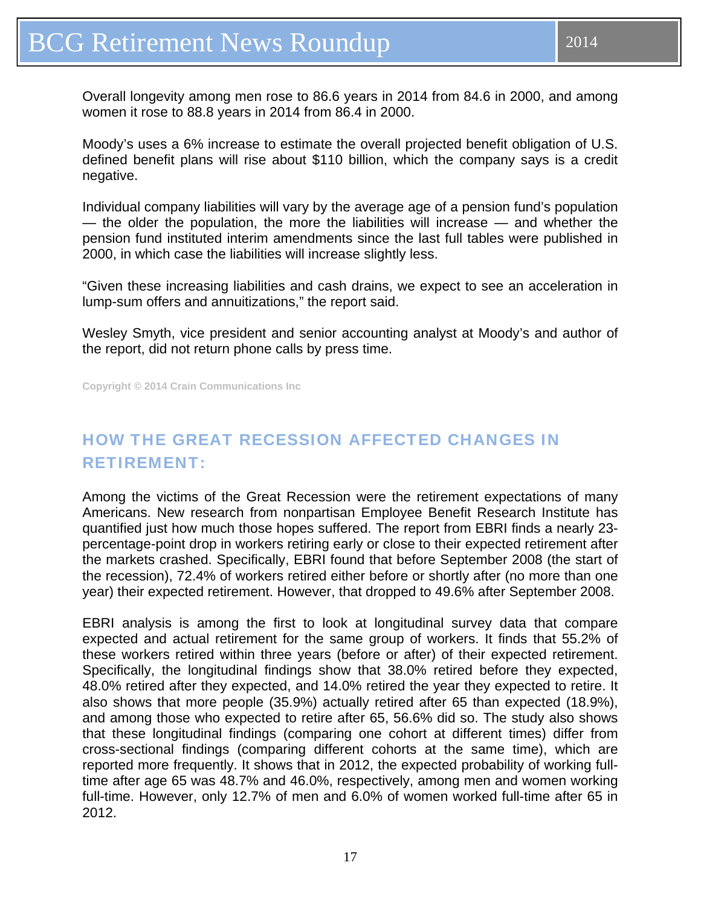Overall longevity among men rose to 86.6 years in 2014 from 84.6 in 2000, and among women it rose to 88.8 years in 2014 from 86.4 in 2000.

Moody's uses a 6% increase to estimate the overall projected benefit obligation of U.S. defined benefit plans will rise about $110 billion, which the company says is a credit negative.

Individual company liabilities will vary by the average age of a pension fund's population — the older the population, the more the liabilities will increase — and whether the pension fund instituted interim amendments since the last full tables were published in 2000, in which case the liabilities will increase slightly less.

"Given these increasing liabilities and cash drains, we expect to see an acceleration in lump-sum offers and annuitizations," the report said.

Wesley Smyth, vice president and senior accounting analyst at Moody's and author of the report, did not return phone calls by press time.

Copyright © 2014 Crain Communications Inc

## HOW THE GREAT RECESSION AFFECTED CHANGES IN RETIREMENT:

Among the victims of the Great Recession were the retirement expectations of many Americans. New research from nonpartisan Employee Benefit Research Institute has quantified just how much those hopes suffered. The report from EBRI finds a nearly 23-percentage-point drop in workers retiring early or close to their expected retirement after the markets crashed. Specifically, EBRI found that before September 2008 (the start of the recession), 72.4% of workers retired either before or shortly after (no more than one year) their expected retirement. However, that dropped to 49.6% after September 2008.

EBRI analysis is among the first to look at longitudinal survey data that compare expected and actual retirement for the same group of workers. It finds that 55.2% of these workers retired within three years (before or after) of their expected retirement. Specifically, the longitudinal findings show that 38.0% retired before they expected, 48.0% retired after they expected, and 14.0% retired the year they expected to retire. It also shows that more people (35.9%) actually retired after 65 than expected (18.9%), and among those who expected to retire after 65, 56.6% did so. The study also shows that these longitudinal findings (comparing one cohort at different times) differ from cross-sectional findings (comparing different cohorts at the same time), which are reported more frequently. It shows that in 2012, the expected probability of working full-time after age 65 was 48.7% and 46.0%, respectively, among men and women working full-time. However, only 12.7% of men and 6.0% of women worked full-time after 65 in 2012.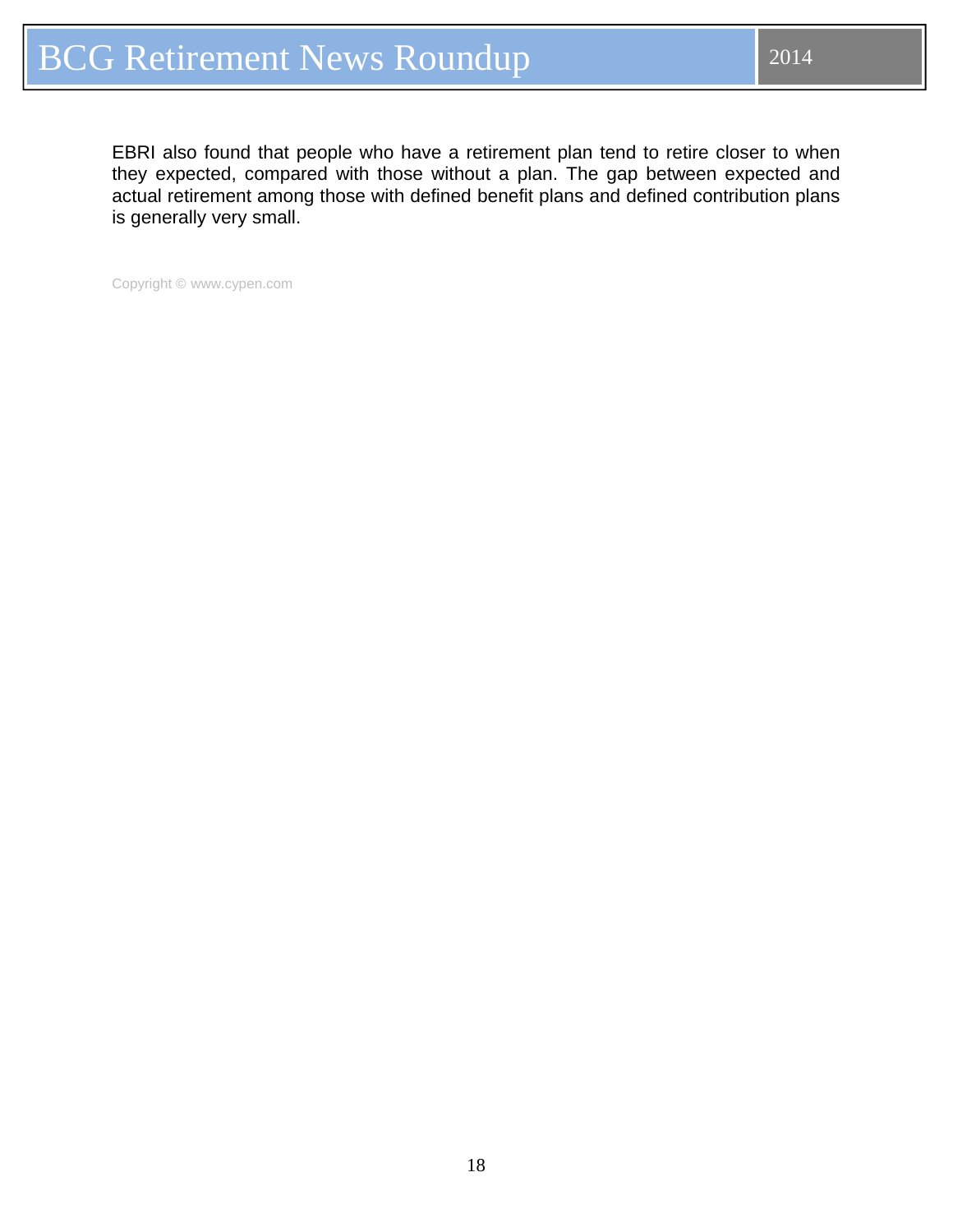EBRI also found that people who have a retirement plan tend to retire closer to when they expected, compared with those without a plan. The gap between expected and actual retirement among those with defined benefit plans and defined contribution plans is generally very small.

Copyright © www.cypen.com